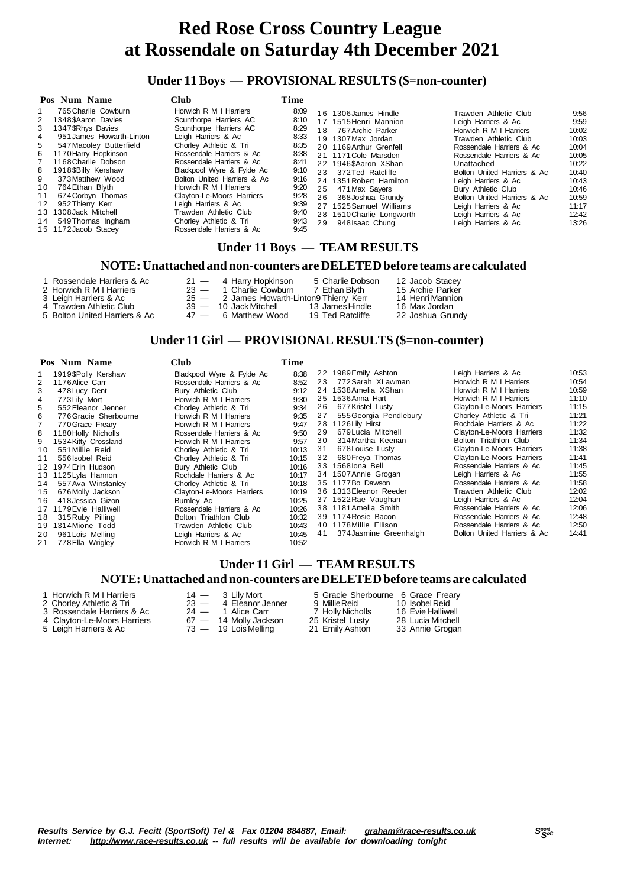# Red Rose Cross Country League
# at Rossendale on Saturday 4th December 2021

## Under 11 Boys — PROVISIONAL RESULTS ($=non-counter)

| Pos | Num | Name | Club | Time |
|---|---|---|---|---|
| 1 | 765 | Charlie Cowburn | Horwich R M I Harriers | 8:09 |
| 2 | 1348 | $Aaron Davies | Scunthorpe Harriers AC | 8:10 |
| 3 | 1347 | $Rhys Davies | Scunthorpe Harriers AC | 8:29 |
| 4 | 951 | James Howarth-Linton | Leigh Harriers & Ac | 8:33 |
| 5 | 547 | Macoley Butterfield | Chorley Athletic & Tri | 8:35 |
| 6 | 1170 | Harry Hopkinson | Rossendale Harriers & Ac | 8:38 |
| 7 | 1168 | Charlie Dobson | Rossendale Harriers & Ac | 8:41 |
| 8 | 1918 | $Billy Kershaw | Blackpool Wyre & Fylde Ac | 9:10 |
| 9 | 373 | Matthew Wood | Bolton United Harriers & Ac | 9:16 |
| 10 | 764 | Ethan Blyth | Horwich R M I Harriers | 9:20 |
| 11 | 674 | Corbyn Thomas | Clayton-Le-Moors Harriers | 9:28 |
| 12 | 952 | Thierry Kerr | Leigh Harriers & Ac | 9:39 |
| 13 | 1308 | Jack Mitchell | Trawden Athletic Club | 9:40 |
| 14 | 549 | Thomas Ingham | Chorley Athletic & Tri | 9:43 |
| 15 | 1172 | Jacob Stacey | Rossendale Harriers & Ac | 9:45 |
| 16 | 1306 | James Hindle | Trawden Athletic Club | 9:56 |
| 17 | 1515 | Henri Mannion | Leigh Harriers & Ac | 9:59 |
| 18 | 767 | Archie Parker | Horwich R M I Harriers | 10:02 |
| 19 | 1307 | Max Jordan | Trawden Athletic Club | 10:03 |
| 20 | 1169 | Arthur Grenfell | Rossendale Harriers & Ac | 10:04 |
| 21 | 1171 | Cole Marsden | Rossendale Harriers & Ac | 10:05 |
| 22 | 1946 | $Aaron XShan | Unattached | 10:22 |
| 23 | 372 | Ted Ratcliffe | Bolton United Harriers & Ac | 10:40 |
| 24 | 1351 | Robert Hamilton | Leigh Harriers & Ac | 10:43 |
| 25 | 471 | Max Sayers | Bury Athletic Club | 10:46 |
| 26 | 368 | Joshua Grundy | Bolton United Harriers & Ac | 10:59 |
| 27 | 1525 | Samuel Williams | Leigh Harriers & Ac | 11:17 |
| 28 | 1510 | Charlie Longworth | Leigh Harriers & Ac | 12:42 |
| 29 | 948 | Isaac Chung | Leigh Harriers & Ac | 13:26 |

## Under 11 Boys — TEAM RESULTS

### NOTE: Unattached and non-counters are DELETED before teams are calculated

| Pos | Team | Pts | | | |
|---|---|---|---|---|---|
| 1 | Rossendale Harriers & Ac | 21 — | 4 Harry Hopkinson | 5 Charlie Dobson | 12 Jacob Stacey |
| 2 | Horwich R M I Harriers | 23 — | 1 Charlie Cowburn | 7 Ethan Blyth | 15 Archie Parker |
| 3 | Leigh Harriers & Ac | 25 — | 2 James Howarth-Linton | 9 Thierry Kerr | 14 Henri Mannion |
| 4 | Trawden Athletic Club | 39 — | 10 Jack Mitchell | 13 James Hindle | 16 Max Jordan |
| 5 | Bolton United Harriers & Ac | 47 — | 6 Matthew Wood | 19 Ted Ratcliffe | 22 Joshua Grundy |

## Under 11 Girl — PROVISIONAL RESULTS ($=non-counter)

| Pos | Num | Name | Club | Time |
|---|---|---|---|---|
| 1 | 1919 | $Polly Kershaw | Blackpool Wyre & Fylde Ac | 8:38 |
| 2 | 1176 | Alice Carr | Rossendale Harriers & Ac | 8:52 |
| 3 | 478 | Lucy Dent | Bury Athletic Club | 9:12 |
| 4 | 773 | Lily Mort | Horwich R M I Harriers | 9:30 |
| 5 | 552 | Eleanor Jenner | Chorley Athletic & Tri | 9:34 |
| 6 | 776 | Gracie Sherbourne | Horwich R M I Harriers | 9:35 |
| 7 | 770 | Grace Freary | Horwich R M I Harriers | 9:47 |
| 8 | 1180 | Holly Nicholls | Rossendale Harriers & Ac | 9:50 |
| 9 | 1534 | Kitty Crossland | Horwich R M I Harriers | 9:57 |
| 10 | 551 | Millie Reid | Chorley Athletic & Tri | 10:13 |
| 11 | 556 | Isobel Reid | Chorley Athletic & Tri | 10:15 |
| 12 | 1974 | Erin Hudson | Bury Athletic Club | 10:16 |
| 13 | 1125 | Lyla Hannon | Rochdale Harriers & Ac | 10:17 |
| 14 | 557 | Ava Winstanley | Chorley Athletic & Tri | 10:18 |
| 15 | 676 | Molly Jackson | Clayton-Le-Moors Harriers | 10:19 |
| 16 | 418 | Jessica Gizon | Burnley Ac | 10:25 |
| 17 | 1179 | Evie Halliwell | Rossendale Harriers & Ac | 10:26 |
| 18 | 315 | Ruby Pilling | Bolton Triathlon Club | 10:32 |
| 19 | 1314 | Mione Todd | Trawden Athletic Club | 10:43 |
| 20 | 961 | Lois Melling | Leigh Harriers & Ac | 10:45 |
| 21 | 778 | Ella Wrigley | Horwich R M I Harriers | 10:52 |
| 22 | 1989 | Emily Ashton | Leigh Harriers & Ac | 10:53 |
| 23 | 772 | Sarah XLawman | Horwich R M I Harriers | 10:54 |
| 24 | 1538 | Amelia XShan | Horwich R M I Harriers | 10:59 |
| 25 | 1536 | Anna Hart | Horwich R M I Harriers | 11:10 |
| 26 | 677 | Kristel Lusty | Clayton-Le-Moors Harriers | 11:15 |
| 27 | 555 | Georgia Pendlebury | Chorley Athletic & Tri | 11:21 |
| 28 | 1126 | Lily Hirst | Rochdale Harriers & Ac | 11:22 |
| 29 | 679 | Lucia Mitchell | Clayton-Le-Moors Harriers | 11:32 |
| 30 | 314 | Martha Keenan | Bolton Triathlon Club | 11:34 |
| 31 | 678 | Louise Lusty | Clayton-Le-Moors Harriers | 11:38 |
| 32 | 680 | Freya Thomas | Clayton-Le-Moors Harriers | 11:41 |
| 33 | 1568 | Iona Bell | Rossendale Harriers & Ac | 11:45 |
| 34 | 1507 | Annie Grogan | Leigh Harriers & Ac | 11:55 |
| 35 | 1177 | Bo Dawson | Rossendale Harriers & Ac | 11:58 |
| 36 | 1313 | Eleanor Reeder | Trawden Athletic Club | 12:02 |
| 37 | 1522 | Rae Vaughan | Leigh Harriers & Ac | 12:04 |
| 38 | 1181 | Amelia Smith | Rossendale Harriers & Ac | 12:06 |
| 39 | 1174 | Rosie Bacon | Rossendale Harriers & Ac | 12:48 |
| 40 | 1178 | Millie Ellison | Rossendale Harriers & Ac | 12:50 |
| 41 | 374 | Jasmine Greenhalgh | Bolton United Harriers & Ac | 14:41 |

## Under 11 Girl — TEAM RESULTS

### NOTE: Unattached and non-counters are DELETED before teams are calculated

| Pos | Team | Pts | | | |
|---|---|---|---|---|---|
| 1 | Horwich R M I Harriers | 14 — | 3 Lily Mort | 5 Gracie Sherbourne | 6 Grace Freary |
| 2 | Chorley Athletic & Tri | 23 — | 4 Eleanor Jenner | 9 Millie Reid | 10 Isobel Reid |
| 3 | Rossendale Harriers & Ac | 24 — | 1 Alice Carr | 7 Holly Nicholls | 16 Evie Halliwell |
| 4 | Clayton-Le-Moors Harriers | 67 — | 14 Molly Jackson | 25 Kristel Lusty | 28 Lucia Mitchell |
| 5 | Leigh Harriers & Ac | 73 — | 19 Lois Melling | 21 Emily Ashton | 33 Annie Grogan |

*Results Service by G.J. Fecitt (SportSoft) Tel & Fax 01204 884887, Email: graham@race-results.co.uk*
*Internet: http://www.race-results.co.uk -- full results will be available for downloading tonight*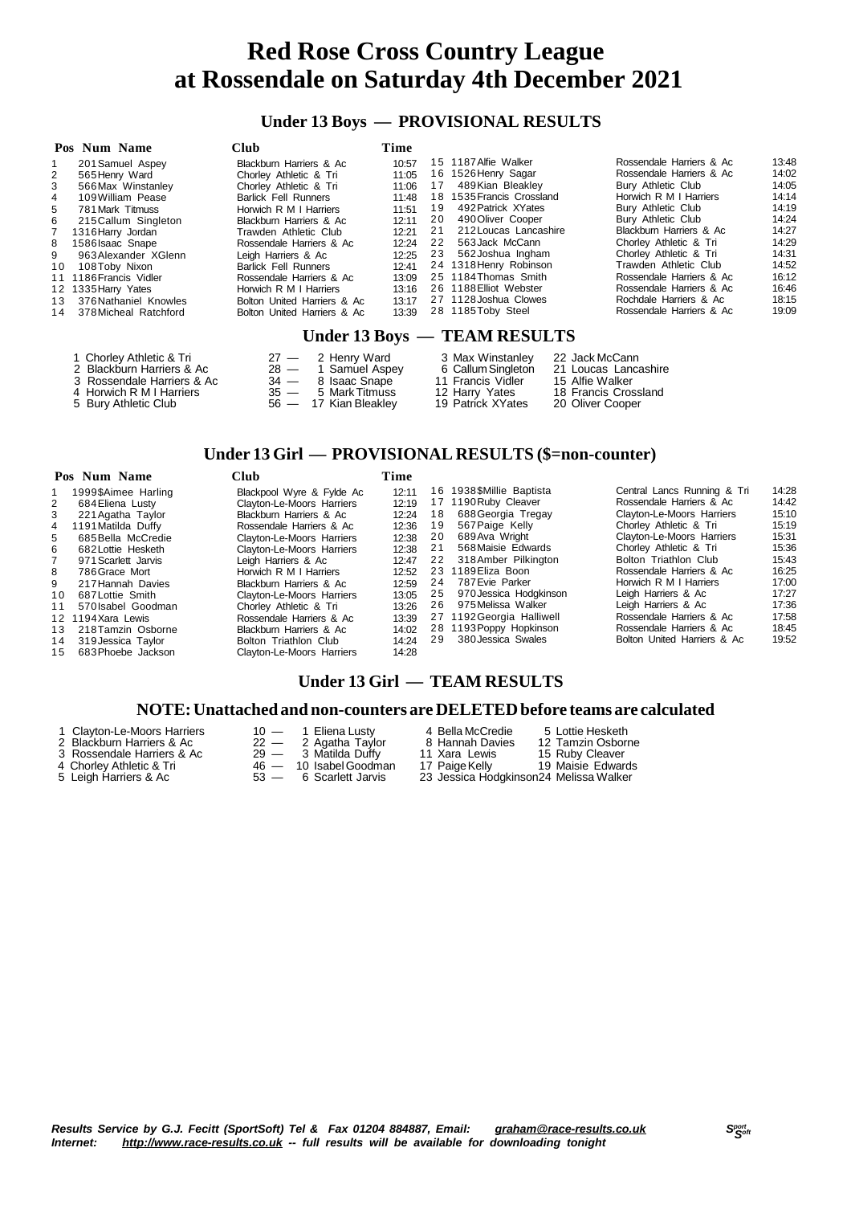# Red Rose Cross Country League at Rossendale on Saturday 4th December 2021

## Under 13 Boys — PROVISIONAL RESULTS

| Pos | Num | Name | Club | Time |
|---|---|---|---|---|
| 1 | 201 | Samuel Aspey | Blackburn Harriers & Ac | 10:57 |
| 2 | 565 | Henry Ward | Chorley Athletic & Tri | 11:05 |
| 3 | 566 | Max Winstanley | Chorley Athletic & Tri | 11:06 |
| 4 | 109 | William Pease | Barlick Fell Runners | 11:48 |
| 5 | 781 | Mark Titmuss | Horwich R M I Harriers | 11:51 |
| 6 | 215 | Callum Singleton | Blackburn Harriers & Ac | 12:11 |
| 7 | 1316 | Harry Jordan | Trawden Athletic Club | 12:21 |
| 8 | 1586 | Isaac Snape | Rossendale Harriers & Ac | 12:24 |
| 9 | 963 | Alexander XGlenn | Leigh Harriers & Ac | 12:25 |
| 10 | 108 | Toby Nixon | Barlick Fell Runners | 12:41 |
| 11 | 1186 | Francis Vidler | Rossendale Harriers & Ac | 13:09 |
| 12 | 1335 | Harry Yates | Horwich R M I Harriers | 13:16 |
| 13 | 376 | Nathaniel Knowles | Bolton United Harriers & Ac | 13:17 |
| 14 | 378 | Micheal Ratchford | Bolton United Harriers & Ac | 13:39 |
| 15 | 1187 | Alfie Walker | Rossendale Harriers & Ac | 13:48 |
| 16 | 1526 | Henry Sagar | Rossendale Harriers & Ac | 14:02 |
| 17 | 489 | Kian Bleakley | Bury Athletic Club | 14:05 |
| 18 | 1535 | Francis Crossland | Horwich R M I Harriers | 14:14 |
| 19 | 492 | Patrick XYates | Bury Athletic Club | 14:19 |
| 20 | 490 | Oliver Cooper | Bury Athletic Club | 14:24 |
| 21 | 212 | Loucas Lancashire | Blackburn Harriers & Ac | 14:27 |
| 22 | 563 | Jack McCann | Chorley Athletic & Tri | 14:29 |
| 23 | 562 | Joshua Ingham | Chorley Athletic & Tri | 14:31 |
| 24 | 1318 | Henry Robinson | Trawden Athletic Club | 14:52 |
| 25 | 1184 | Thomas Smith | Rossendale Harriers & Ac | 16:12 |
| 26 | 1188 | Elliot Webster | Rossendale Harriers & Ac | 16:46 |
| 27 | 1128 | Joshua Clowes | Rochdale Harriers & Ac | 18:15 |
| 28 | 1185 | Toby Steel | Rossendale Harriers & Ac | 19:09 |

## Under 13 Boys — TEAM RESULTS

| Pos | Team | Points | | | | |
|---|---|---|---|---|---|---|
| 1 | Chorley Athletic & Tri | 27 — | 2 Henry Ward | 3 Max Winstanley | 22 Jack McCann |
| 2 | Blackburn Harriers & Ac | 28 — | 1 Samuel Aspey | 6 Callum Singleton | 21 Loucas Lancashire |
| 3 | Rossendale Harriers & Ac | 34 — | 8 Isaac Snape | 11 Francis Vidler | 15 Alfie Walker |
| 4 | Horwich R M I Harriers | 35 — | 5 Mark Titmuss | 12 Harry Yates | 18 Francis Crossland |
| 5 | Bury Athletic Club | 56 — | 17 Kian Bleakley | 19 Patrick XYates | 20 Oliver Cooper |

## Under 13 Girl — PROVISIONAL RESULTS ($=non-counter)

| Pos | Num | Name | Club | Time |
|---|---|---|---|---|
| 1 | 1999 | $Aimee Harling | Blackpool Wyre & Fylde Ac | 12:11 |
| 2 | 684 | Eliena Lusty | Clayton-Le-Moors Harriers | 12:19 |
| 3 | 221 | Agatha Taylor | Blackburn Harriers & Ac | 12:24 |
| 4 | 1191 | Matilda Duffy | Rossendale Harriers & Ac | 12:36 |
| 5 | 685 | Bella McCredie | Clayton-Le-Moors Harriers | 12:38 |
| 6 | 682 | Lottie Hesketh | Clayton-Le-Moors Harriers | 12:38 |
| 7 | 971 | Scarlett Jarvis | Leigh Harriers & Ac | 12:47 |
| 8 | 786 | Grace Mort | Horwich R M I Harriers | 12:52 |
| 9 | 217 | Hannah Davies | Blackburn Harriers & Ac | 12:59 |
| 10 | 687 | Lottie Smith | Clayton-Le-Moors Harriers | 13:05 |
| 11 | 570 | Isabel Goodman | Chorley Athletic & Tri | 13:26 |
| 12 | 1194 | Xara Lewis | Rossendale Harriers & Ac | 13:39 |
| 13 | 218 | Tamzin Osborne | Blackburn Harriers & Ac | 14:02 |
| 14 | 319 | Jessica Taylor | Bolton Triathlon Club | 14:24 |
| 15 | 683 | Phoebe Jackson | Clayton-Le-Moors Harriers | 14:28 |
| 16 | 1938 | $Millie Baptista | Central Lancs Running & Tri | 14:28 |
| 17 | 1190 | Ruby Cleaver | Rossendale Harriers & Ac | 14:42 |
| 18 | 688 | Georgia Tregay | Clayton-Le-Moors Harriers | 15:10 |
| 19 | 567 | Paige Kelly | Chorley Athletic & Tri | 15:19 |
| 20 | 689 | Ava Wright | Clayton-Le-Moors Harriers | 15:31 |
| 21 | 568 | Maisie Edwards | Chorley Athletic & Tri | 15:36 |
| 22 | 318 | Amber Pilkington | Bolton Triathlon Club | 15:43 |
| 23 | 1189 | Eliza Boon | Rossendale Harriers & Ac | 16:25 |
| 24 | 787 | Evie Parker | Horwich R M I Harriers | 17:00 |
| 25 | 970 | Jessica Hodgkinson | Leigh Harriers & Ac | 17:27 |
| 26 | 975 | Melissa Walker | Leigh Harriers & Ac | 17:36 |
| 27 | 1192 | Georgia Halliwell | Rossendale Harriers & Ac | 17:58 |
| 28 | 1193 | Poppy Hopkinson | Rossendale Harriers & Ac | 18:45 |
| 29 | 380 | Jessica Swales | Bolton United Harriers & Ac | 19:52 |

## Under 13 Girl — TEAM RESULTS

### NOTE: Unattached and non-counters are DELETED before teams are calculated

| Pos | Team | Points | | | | |
|---|---|---|---|---|---|---|
| 1 | Clayton-Le-Moors Harriers | 10 — | 1 Eliena Lusty | 4 Bella McCredie | 5 Lottie Hesketh |
| 2 | Blackburn Harriers & Ac | 22 — | 2 Agatha Taylor | 8 Hannah Davies | 12 Tamzin Osborne |
| 3 | Rossendale Harriers & Ac | 29 — | 3 Matilda Duffy | 11 Xara Lewis | 15 Ruby Cleaver |
| 4 | Chorley Athletic & Tri | 46 — | 10 Isabel Goodman | 17 Paige Kelly | 19 Maisie Edwards |
| 5 | Leigh Harriers & Ac | 53 — | 6 Scarlett Jarvis | 23 Jessica Hodgkinson | 24 Melissa Walker |

*Results Service by G.J. Fecitt (SportSoft) Tel & Fax 01204 884887, Email: graham@race-results.co.uk*
*Internet: http://www.race-results.co.uk -- full results will be available for downloading tonight*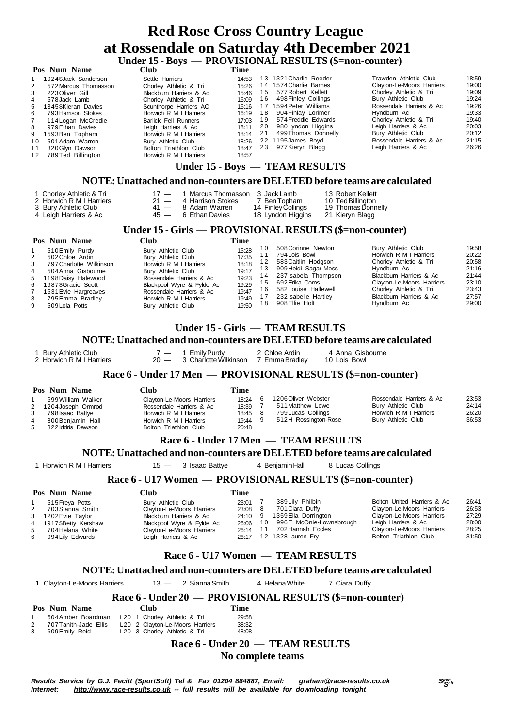# Red Rose Cross Country League
# at Rossendale on Saturday 4th December 2021

## Under 15 - Boys — PROVISIONAL RESULTS ($=non-counter)

| Pos | Num | Name | Club | Time |
|---|---|---|---|---|
| 1 | 1924 | $Jack Sanderson | Settle Harriers | 14:53 |
| 2 | 572 | Marcus Thomasson | Chorley Athletic & Tri | 15:26 |
| 3 | 223 | Oliver Gill | Blackburn Harriers & Ac | 15:46 |
| 4 | 578 | Jack Lamb | Chorley Athletic & Tri | 16:09 |
| 5 | 1345 | $Kieran Davies | Scunthorpe Harriers AC | 16:16 |
| 6 | 793 | Harrison Stokes | Horwich R M I Harriers | 16:19 |
| 7 | 114 | Logan McCredie | Barlick Fell Runners | 17:03 |
| 8 | 979 | Ethan Davies | Leigh Harriers & Ac | 18:11 |
| 9 | 1593 | Ben Topham | Horwich R M I Harriers | 18:14 |
| 10 | 501 | Adam Warren | Bury Athletic Club | 18:26 |
| 11 | 320 | Glyn Dawson | Bolton Triathlon Club | 18:47 |
| 12 | 789 | Ted Billington | Horwich R M I Harriers | 18:57 |
| 13 | 1321 | Charlie Reeder | Trawden Athletic Club | 18:59 |
| 14 | 1574 | Charlie Barnes | Clayton-Le-Moors Harriers | 19:00 |
| 15 | 577 | Robert Kellett | Chorley Athletic & Tri | 19:09 |
| 16 | 498 | Finley Collings | Bury Athletic Club | 19:24 |
| 17 | 1594 | Peter Williams | Rossendale Harriers & Ac | 19:26 |
| 18 | 904 | Finlay Lorimer | Hyndburn Ac | 19:33 |
| 19 | 574 | Freddie Edwards | Chorley Athletic & Tri | 19:40 |
| 20 | 980 | Lyndon Higgins | Leigh Harriers & Ac | 20:03 |
| 21 | 499 | Thomas Donnelly | Bury Athletic Club | 20:12 |
| 22 | 1195 | James Boyd | Rossendale Harriers & Ac | 21:15 |
| 23 | 977 | Kieryn Blagg | Leigh Harriers & Ac | 26:26 |

## Under 15 - Boys — TEAM RESULTS

### NOTE: Unattached and non-counters are DELETED before teams are calculated

| Pos | Team | Pts | | | | |
|---|---|---|---|---|---|---|
| 1 | Chorley Athletic & Tri | 17 — | 1 Marcus Thomasson | 3 Jack Lamb | 13 Robert Kellett |
| 2 | Horwich R M I Harriers | 21 — | 4 Harrison Stokes | 7 Ben Topham | 10 Ted Billington |
| 3 | Bury Athletic Club | 41 — | 8 Adam Warren | 14 Finley Collings | 19 Thomas Donnelly |
| 4 | Leigh Harriers & Ac | 45 — | 6 Ethan Davies | 18 Lyndon Higgins | 21 Kieryn Blagg |

## Under 15 - Girls — PROVISIONAL RESULTS ($=non-counter)

| Pos | Num | Name | Club | Time |
|---|---|---|---|---|
| 1 | 510 | Emily Purdy | Bury Athletic Club | 15:28 |
| 2 | 502 | Chloe Ardin | Bury Athletic Club | 17:35 |
| 3 | 797 | Charlotte Wilkinson | Horwich R M I Harriers | 18:18 |
| 4 | 504 | Anna Gisbourne | Bury Athletic Club | 19:17 |
| 5 | 1198 | Daisy Halewood | Rossendale Harriers & Ac | 19:23 |
| 6 | 1987 | $Gracie Scott | Blackpool Wyre & Fylde Ac | 19:29 |
| 7 | 1531 | Evie Hargreaves | Rossendale Harriers & Ac | 19:47 |
| 8 | 795 | Emma Bradley | Horwich R M I Harriers | 19:49 |
| 9 | 509 | Lola Potts | Bury Athletic Club | 19:50 |
| 10 | 508 | Corinne Newton | Bury Athletic Club | 19:58 |
| 11 | 794 | Lois Bowl | Horwich R M I Harriers | 20:22 |
| 12 | 583 | Caitlin Hodgson | Chorley Athletic & Tri | 20:58 |
| 13 | 909 | Heidi Sagar-Moss | Hyndburn Ac | 21:16 |
| 14 | 237 | Isabela Thompson | Blackburn Harriers & Ac | 21:44 |
| 15 | 692 | Erika Coms | Clayton-Le-Moors Harriers | 23:10 |
| 16 | 582 | Louise Hallewell | Chorley Athletic & Tri | 23:43 |
| 17 | 232 | Isabelle Hartley | Blackburn Harriers & Ac | 27:57 |
| 18 | 908 | Ellie Holt | Hyndburn Ac | 29:00 |

## Under 15 - Girls — TEAM RESULTS

### NOTE: Unattached and non-counters are DELETED before teams are calculated

| Pos | Team | Pts | | | |
|---|---|---|---|---|---|
| 1 | Bury Athletic Club | 7 — | 1 Emily Purdy | 2 Chloe Ardin | 4 Anna Gisbourne |
| 2 | Horwich R M I Harriers | 20 — | 3 Charlotte Wilkinson | 7 Emma Bradley | 10 Lois Bowl |

## Race 6 - Under 17 Men — PROVISIONAL RESULTS ($=non-counter)

| Pos | Num | Name | Club | Time |
|---|---|---|---|---|
| 1 | 699 | William Walker | Clayton-Le-Moors Harriers | 18:24 |
| 2 | 1204 | Joseph Ormrod | Rossendale Harriers & Ac | 18:39 |
| 3 | 798 | Isaac Battye | Horwich R M I Harriers | 18:45 |
| 4 | 800 | Benjamin Hall | Horwich R M I Harriers | 19:44 |
| 5 | 322 | Iddris Dawson | Bolton Triathlon Club | 20:48 |
| 6 | 1206 | Oliver Webster | Rossendale Harriers & Ac | 23:53 |
| 7 | 511 | Matthew Lowe | Bury Athletic Club | 24:14 |
| 8 | 799 | Lucas Collings | Horwich R M I Harriers | 26:20 |
| 9 | 512 | H Rossington-Rose | Bury Athletic Club | 36:53 |

## Race 6 - Under 17 Men — TEAM RESULTS

### NOTE: Unattached and non-counters are DELETED before teams are calculated

| Pos | Team | Pts | | | |
|---|---|---|---|---|---|
| 1 | Horwich R M I Harriers | 15 — | 3 Isaac Battye | 4 Benjamin Hall | 8 Lucas Collings |

## Race 6 - U17 Women — PROVISIONAL RESULTS ($=non-counter)

| Pos | Num | Name | Club | Time |
|---|---|---|---|---|
| 1 | 515 | Freya Potts | Bury Athletic Club | 23:01 |
| 2 | 703 | Sianna Smith | Clayton-Le-Moors Harriers | 23:08 |
| 3 | 1202 | Evie Taylor | Blackburn Harriers & Ac | 24:10 |
| 4 | 1917 | $Betty Kershaw | Blackpool Wyre & Fylde Ac | 26:06 |
| 5 | 704 | Helana White | Clayton-Le-Moors Harriers | 26:14 |
| 6 | 994 | Lily Edwards | Leigh Harriers & Ac | 26:17 |
| 7 | 389 | Lily Philbin | Bolton United Harriers & Ac | 26:41 |
| 8 | 701 | Ciara Duffy | Clayton-Le-Moors Harriers | 26:53 |
| 9 | 1359 | Ella Dorrington | Clayton-Le-Moors Harriers | 27:29 |
| 10 | 996 | E McOnie-Lownsbrough | Leigh Harriers & Ac | 28:00 |
| 11 | 702 | Hannah Eccles | Clayton-Le-Moors Harriers | 28:25 |
| 12 | 1328 | Lauren Fry | Bolton Triathlon Club | 31:50 |

## Race 6 - U17 Women — TEAM RESULTS

### NOTE: Unattached and non-counters are DELETED before teams are calculated

| Pos | Team | Pts | | | |
|---|---|---|---|---|---|
| 1 | Clayton-Le-Moors Harriers | 13 — | 2 Sianna Smith | 4 Helana White | 7 Ciara Duffy |

## Race 6 - Under 20 — PROVISIONAL RESULTS ($=non-counter)

| Pos | Num | Name | Club | Time |
|---|---|---|---|---|
| 1 | 604 | Amber Boardman | L20 1 Chorley Athletic & Tri | 29:58 |
| 2 | 707 | Tanith-Jade Ellis | L20 2 Clayton-Le-Moors Harriers | 38:32 |
| 3 | 609 | Emily Reid | L20 3 Chorley Athletic & Tri | 48:08 |

## Race 6 - Under 20 — TEAM RESULTS

**No complete teams**

***Results Service by G.J. Fecitt (SportSoft) Tel & Fax 01204 884887, Email: graham@race-results.co.uk***
***Internet: http://www.race-results.co.uk -- full results will be available for downloading tonight***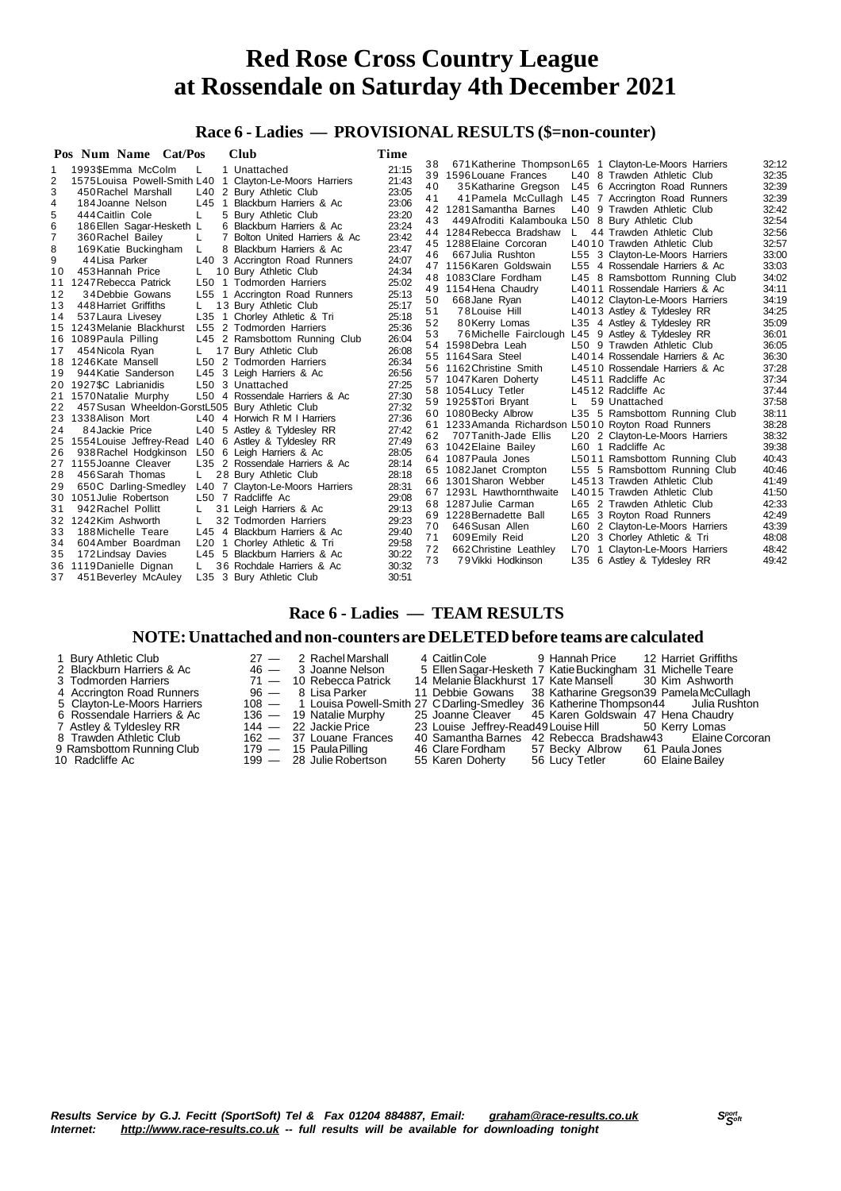# Red Rose Cross Country League
# at Rossendale on Saturday 4th December 2021

## Race 6 - Ladies — PROVISIONAL RESULTS ($=non-counter)

| Pos | Num | Name | Cat/Pos | Club | Time |
|---|---|---|---|---|---|
| 1 | 1993$ | Emma McColm | L 1 | Unattached | 21:15 |
| 2 | 1575 | Louisa Powell-Smith | L40 1 | Clayton-Le-Moors Harriers | 21:43 |
| 3 | 450 | Rachel Marshall | L40 2 | Bury Athletic Club | 23:05 |
| 4 | 184 | Joanne Nelson | L45 1 | Blackburn Harriers & Ac | 23:06 |
| 5 | 444 | Caitlin Cole | L 5 | Bury Athletic Club | 23:20 |
| 6 | 186 | Ellen Sagar-Hesketh | L 6 | Blackburn Harriers & Ac | 23:24 |
| 7 | 360 | Rachel Bailey | L 7 | Bolton United Harriers & Ac | 23:42 |
| 8 | 169 | Katie Buckingham | L 8 | Blackburn Harriers & Ac | 23:47 |
| 9 | 44 | Lisa Parker | L40 3 | Accrington Road Runners | 24:07 |
| 10 | 453 | Hannah Price | L 10 | Bury Athletic Club | 24:34 |
| 11 | 1247 | Rebecca Patrick | L50 1 | Todmorden Harriers | 25:02 |
| 12 | 34 | Debbie Gowans | L55 1 | Accrington Road Runners | 25:13 |
| 13 | 448 | Harriet Griffiths | L 13 | Bury Athletic Club | 25:17 |
| 14 | 537 | Laura Livesey | L35 1 | Chorley Athletic & Tri | 25:18 |
| 15 | 1243 | Melanie Blackhurst | L55 2 | Todmorden Harriers | 25:36 |
| 16 | 1089 | Paula Pilling | L45 2 | Ramsbottom Running Club | 26:04 |
| 17 | 454 | Nicola Ryan | L 17 | Bury Athletic Club | 26:08 |
| 18 | 1246 | Kate Mansell | L50 2 | Todmorden Harriers | 26:34 |
| 19 | 944 | Katie Sanderson | L45 3 | Leigh Harriers & Ac | 26:56 |
| 20 | 1927$ | C Labrianidis | L50 3 | Unattached | 27:25 |
| 21 | 1570 | Natalie Murphy | L50 4 | Rossendale Harriers & Ac | 27:30 |
| 22 | 457 | Susan Wheeldon-Gorst | L50 5 | Bury Athletic Club | 27:32 |
| 23 | 1338 | Alison Mort | L40 4 | Horwich R M I Harriers | 27:36 |
| 24 | 84 | Jackie Price | L40 5 | Astley & Tyldesley RR | 27:42 |
| 25 | 1554 | Louise Jeffrey-Read | L40 6 | Astley & Tyldesley RR | 27:49 |
| 26 | 938 | Rachel Hodgkinson | L50 6 | Leigh Harriers & Ac | 28:05 |
| 27 | 1155 | Joanne Cleaver | L35 2 | Rossendale Harriers & Ac | 28:14 |
| 28 | 456 | Sarah Thomas | L 28 | Bury Athletic Club | 28:18 |
| 29 | 650 | C Darling-Smedley | L40 7 | Clayton-Le-Moors Harriers | 28:31 |
| 30 | 1051 | Julie Robertson | L50 7 | Radcliffe Ac | 29:08 |
| 31 | 942 | Rachel Pollitt | L 31 | Leigh Harriers & Ac | 29:13 |
| 32 | 1242 | Kim Ashworth | L 32 | Todmorden Harriers | 29:23 |
| 33 | 188 | Michelle Teare | L45 4 | Blackburn Harriers & Ac | 29:40 |
| 34 | 604 | Amber Boardman | L20 1 | Chorley Athletic & Tri | 29:58 |
| 35 | 172 | Lindsay Davies | L45 5 | Blackburn Harriers & Ac | 30:22 |
| 36 | 1119 | Danielle Dignan | L 36 | Rochdale Harriers & Ac | 30:32 |
| 37 | 451 | Beverley McAuley | L35 3 | Bury Athletic Club | 30:51 |
| 38 | 671 | Katherine Thompson | L65 1 | Clayton-Le-Moors Harriers | 32:12 |
| 39 | 1596 | Louane Frances | L40 8 | Trawden Athletic Club | 32:35 |
| 40 | 35 | Katharine Gregson | L45 6 | Accrington Road Runners | 32:39 |
| 41 | 41 | Pamela McCullagh | L45 7 | Accrington Road Runners | 32:39 |
| 42 | 1281 | Samantha Barnes | L40 9 | Trawden Athletic Club | 32:42 |
| 43 | 449 | Afroditi Kalambouka | L50 8 | Bury Athletic Club | 32:54 |
| 44 | 1284 | Rebecca Bradshaw | L 44 | Trawden Athletic Club | 32:56 |
| 45 | 1288 | Elaine Corcoran | L40 10 | Trawden Athletic Club | 32:57 |
| 46 | 667 | Julia Rushton | L55 3 | Clayton-Le-Moors Harriers | 33:00 |
| 47 | 1156 | Karen Goldswain | L55 4 | Rossendale Harriers & Ac | 33:03 |
| 48 | 1083 | Clare Fordham | L45 8 | Ramsbottom Running Club | 34:02 |
| 49 | 1154 | Hena Chaudry | L40 11 | Rossendale Harriers & Ac | 34:11 |
| 50 | 668 | Jane Ryan | L40 12 | Clayton-Le-Moors Harriers | 34:19 |
| 51 | 78 | Louise Hill | L40 13 | Astley & Tyldesley RR | 34:25 |
| 52 | 80 | Kerry Lomas | L35 4 | Astley & Tyldesley RR | 35:09 |
| 53 | 76 | Michelle Fairclough | L45 9 | Astley & Tyldesley RR | 36:01 |
| 54 | 1598 | Debra Leah | L50 9 | Trawden Athletic Club | 36:05 |
| 55 | 1164 | Sara Steel | L40 14 | Rossendale Harriers & Ac | 36:30 |
| 56 | 1162 | Christine Smith | L45 10 | Rossendale Harriers & Ac | 37:28 |
| 57 | 1047 | Karen Doherty | L45 11 | Radcliffe Ac | 37:34 |
| 58 | 1054 | Lucy Tetler | L45 12 | Radcliffe Ac | 37:44 |
| 59 | 1925$ | Tori Bryant | L 59 | Unattached | 37:58 |
| 60 | 1080 | Becky Albrow | L35 5 | Ramsbottom Running Club | 38:11 |
| 61 | 1233 | Amanda Richardson | L50 10 | Royton Road Runners | 38:28 |
| 62 | 707 | Tanith-Jade Ellis | L20 2 | Clayton-Le-Moors Harriers | 38:32 |
| 63 | 1042 | Elaine Bailey | L60 1 | Radcliffe Ac | 39:38 |
| 64 | 1087 | Paula Jones | L50 11 | Ramsbottom Running Club | 40:43 |
| 65 | 1082 | Janet Crompton | L55 5 | Ramsbottom Running Club | 40:46 |
| 66 | 1301 | Sharon Webber | L45 13 | Trawden Athletic Club | 41:49 |
| 67 | 1293 | L Hawthornthwaite | L40 15 | Trawden Athletic Club | 41:50 |
| 68 | 1287 | Julie Carman | L65 2 | Trawden Athletic Club | 42:33 |
| 69 | 1228 | Bernadette Ball | L65 3 | Royton Road Runners | 42:49 |
| 70 | 646 | Susan Allen | L60 2 | Clayton-Le-Moors Harriers | 43:39 |
| 71 | 609 | Emily Reid | L20 3 | Chorley Athletic & Tri | 48:08 |
| 72 | 662 | Christine Leathley | L70 1 | Clayton-Le-Moors Harriers | 48:42 |
| 73 | 79 | Vikki Hodkinson | L35 6 | Astley & Tyldesley RR | 49:42 |

## Race 6 - Ladies — TEAM RESULTS

### NOTE: Unattached and non-counters are DELETED before teams are calculated

| Pos | Club | Pts | 1 | 2 | 3 | 4 |
|---|---|---|---|---|---|---|
| 1 | Bury Athletic Club | 27 | 2 Rachel Marshall | 4 Caitlin Cole | 9 Hannah Price | 12 Harriet Griffiths |
| 2 | Blackburn Harriers & Ac | 46 | 3 Joanne Nelson | 5 Ellen Sagar-Hesketh | 7 Katie Buckingham | 31 Michelle Teare |
| 3 | Todmorden Harriers | 71 | 10 Rebecca Patrick | 14 Melanie Blackhurst | 17 Kate Mansell | 30 Kim Ashworth |
| 4 | Accrington Road Runners | 96 | 8 Lisa Parker | 11 Debbie Gowans | 38 Katharine Gregson | 39 Pamela McCullagh |
| 5 | Clayton-Le-Moors Harriers | 108 | 1 Louisa Powell-Smith | 27 C Darling-Smedley | 36 Katherine Thompson | 44 Julia Rushton |
| 6 | Rossendale Harriers & Ac | 136 | 19 Natalie Murphy | 25 Joanne Cleaver | 45 Karen Goldswain | 47 Hena Chaudry |
| 7 | Astley & Tyldesley RR | 144 | 22 Jackie Price | 23 Louise Jeffrey-Read | 49 Louise Hill | 50 Kerry Lomas |
| 8 | Trawden Athletic Club | 162 | 37 Louane Frances | 40 Samantha Barnes | 42 Rebecca Bradshaw | 43 Elaine Corcoran |
| 9 | Ramsbottom Running Club | 179 | 15 Paula Pilling | 46 Clare Fordham | 57 Becky Albrow | 61 Paula Jones |
| 10 | Radcliffe Ac | 199 | 28 Julie Robertson | 55 Karen Doherty | 56 Lucy Tetler | 60 Elaine Bailey |

*Results Service by G.J. Fecitt (SportSoft) Tel & Fax 01204 884887, Email: graham@race-results.co.uk*
*Internet: http://www.race-results.co.uk -- full results will be available for downloading tonight*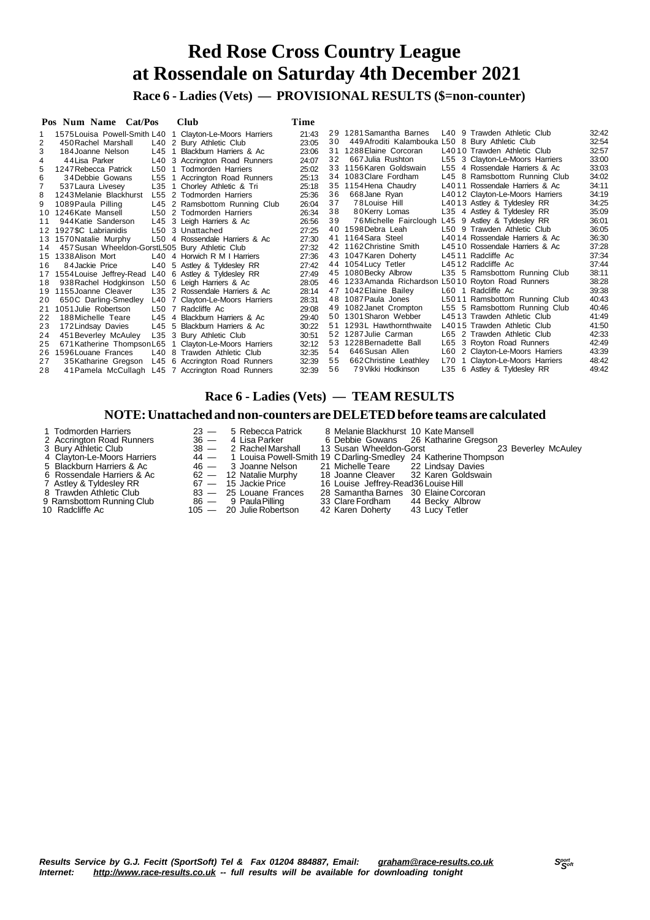# Red Rose Cross Country League
# at Rossendale on Saturday 4th December 2021

**Race 6 - Ladies (Vets) — PROVISIONAL RESULTS ($=non-counter)**

| Pos | Num | Name | Cat/Pos | Club | Time |
|---|---|---|---|---|---|
| 1 | 1575 | Louisa Powell-Smith | L40 1 | Clayton-Le-Moors Harriers | 21:43 |
| 2 | 450 | Rachel Marshall | L40 2 | Bury Athletic Club | 23:05 |
| 3 | 184 | Joanne Nelson | L45 1 | Blackburn Harriers & Ac | 23:06 |
| 4 | 44 | Lisa Parker | L40 3 | Accrington Road Runners | 24:07 |
| 5 | 1247 | Rebecca Patrick | L50 1 | Todmorden Harriers | 25:02 |
| 6 | 34 | Debbie Gowans | L55 1 | Accrington Road Runners | 25:13 |
| 7 | 537 | Laura Livesey | L35 1 | Chorley Athletic & Tri | 25:18 |
| 8 | 1243 | Melanie Blackhurst | L55 2 | Todmorden Harriers | 25:36 |
| 9 | 1089 | Paula Pilling | L45 2 | Ramsbottom Running Club | 26:04 |
| 10 | 1246 | Kate Mansell | L50 2 | Todmorden Harriers | 26:34 |
| 11 | 944 | Katie Sanderson | L45 3 | Leigh Harriers & Ac | 26:56 |
| 12 | 1927 | $C Labrianidis | L50 3 | Unattached | 27:25 |
| 13 | 1570 | Natalie Murphy | L50 4 | Rossendale Harriers & Ac | 27:30 |
| 14 | 457 | Susan Wheeldon-Gorst | L50 5 | Bury Athletic Club | 27:32 |
| 15 | 1338 | Alison Mort | L40 4 | Horwich R M I Harriers | 27:36 |
| 16 | 84 | Jackie Price | L40 5 | Astley & Tyldesley RR | 27:42 |
| 17 | 1554 | Louise Jeffrey-Read | L40 6 | Astley & Tyldesley RR | 27:49 |
| 18 | 938 | Rachel Hodgkinson | L50 6 | Leigh Harriers & Ac | 28:05 |
| 19 | 1155 | Joanne Cleaver | L35 2 | Rossendale Harriers & Ac | 28:14 |
| 20 | 650 | C Darling-Smedley | L40 7 | Clayton-Le-Moors Harriers | 28:31 |
| 21 | 1051 | Julie Robertson | L50 7 | Radcliffe Ac | 29:08 |
| 22 | 188 | Michelle Teare | L45 4 | Blackburn Harriers & Ac | 29:40 |
| 23 | 172 | Lindsay Davies | L45 5 | Blackburn Harriers & Ac | 30:22 |
| 24 | 451 | Beverley McAuley | L35 3 | Bury Athletic Club | 30:51 |
| 25 | 671 | Katherine Thompson | L65 1 | Clayton-Le-Moors Harriers | 32:12 |
| 26 | 1596 | Louane Frances | L40 8 | Trawden Athletic Club | 32:35 |
| 27 | 35 | Katharine Gregson | L45 6 | Accrington Road Runners | 32:39 |
| 28 | 41 | Pamela McCullagh | L45 7 | Accrington Road Runners | 32:39 |
| 29 | 1281 | Samantha Barnes | L40 9 | Trawden Athletic Club | 32:42 |
| 30 | 449 | Afroditi Kalambouka | L50 8 | Bury Athletic Club | 32:54 |
| 31 | 1288 | Elaine Corcoran | L40 10 | Trawden Athletic Club | 32:57 |
| 32 | 667 | Julia Rushton | L55 3 | Clayton-Le-Moors Harriers | 33:00 |
| 33 | 1156 | Karen Goldswain | L55 4 | Rossendale Harriers & Ac | 33:03 |
| 34 | 1083 | Clare Fordham | L45 8 | Ramsbottom Running Club | 34:02 |
| 35 | 1154 | Hena Chaudry | L40 11 | Rossendale Harriers & Ac | 34:11 |
| 36 | 668 | Jane Ryan | L40 12 | Clayton-Le-Moors Harriers | 34:19 |
| 37 | 78 | Louise Hill | L40 13 | Astley & Tyldesley RR | 34:25 |
| 38 | 80 | Kerry Lomas | L35 4 | Astley & Tyldesley RR | 35:09 |
| 39 | 76 | Michelle Fairclough | L45 9 | Astley & Tyldesley RR | 36:01 |
| 40 | 1598 | Debra Leah | L50 9 | Trawden Athletic Club | 36:05 |
| 41 | 1164 | Sara Steel | L40 14 | Rossendale Harriers & Ac | 36:30 |
| 42 | 1162 | Christine Smith | L45 10 | Rossendale Harriers & Ac | 37:28 |
| 43 | 1047 | Karen Doherty | L45 11 | Radcliffe Ac | 37:34 |
| 44 | 1054 | Lucy Tetler | L45 12 | Radcliffe Ac | 37:44 |
| 45 | 1080 | Becky Albrow | L35 5 | Ramsbottom Running Club | 38:11 |
| 46 | 1233 | Amanda Richardson | L50 10 | Royton Road Runners | 38:28 |
| 47 | 1042 | Elaine Bailey | L60 1 | Radcliffe Ac | 39:38 |
| 48 | 1087 | Paula Jones | L50 11 | Ramsbottom Running Club | 40:43 |
| 49 | 1082 | Janet Crompton | L55 5 | Ramsbottom Running Club | 40:46 |
| 50 | 1301 | Sharon Webber | L45 13 | Trawden Athletic Club | 41:49 |
| 51 | 1293 | L Hawthornthwaite | L40 15 | Trawden Athletic Club | 41:50 |
| 52 | 1287 | Julie Carman | L65 2 | Trawden Athletic Club | 42:33 |
| 53 | 1228 | Bernadette Ball | L65 3 | Royton Road Runners | 42:49 |
| 54 | 646 | Susan Allen | L60 2 | Clayton-Le-Moors Harriers | 43:39 |
| 55 | 662 | Christine Leathley | L70 1 | Clayton-Le-Moors Harriers | 48:42 |
| 56 | 79 | Vikki Hodkinson | L35 6 | Astley & Tyldesley RR | 49:42 |

## Race 6 - Ladies (Vets) — TEAM RESULTS

### NOTE: Unattached and non-counters are DELETED before teams are calculated

| Pos | Team | Points | | | | |
|---|---|---|---|---|---|---|
| 1 | Todmorden Harriers | 23 | 5 Rebecca Patrick | 8 Melanie Blackhurst | 10 Kate Mansell | |
| 2 | Accrington Road Runners | 36 | 4 Lisa Parker | 6 Debbie Gowans | 26 Katharine Gregson | |
| 3 | Bury Athletic Club | 38 | 2 Rachel Marshall | 13 Susan Wheeldon-Gorst | | 23 Beverley McAuley |
| 4 | Clayton-Le-Moors Harriers | 44 | 1 Louisa Powell-Smith | 19 C Darling-Smedley | 24 Katherine Thompson | |
| 5 | Blackburn Harriers & Ac | 46 | 3 Joanne Nelson | 21 Michelle Teare | 22 Lindsay Davies | |
| 6 | Rossendale Harriers & Ac | 62 | 12 Natalie Murphy | 18 Joanne Cleaver | 32 Karen Goldswain | |
| 7 | Astley & Tyldesley RR | 67 | 15 Jackie Price | 16 Louise Jeffrey-Read | 36 Louise Hill | |
| 8 | Trawden Athletic Club | 83 | 25 Louane Frances | 28 Samantha Barnes | 30 Elaine Corcoran | |
| 9 | Ramsbottom Running Club | 86 | 9 Paula Pilling | 33 Clare Fordham | 44 Becky Albrow | |
| 10 | Radcliffe Ac | 105 | 20 Julie Robertson | 42 Karen Doherty | 43 Lucy Tetler | |

*Results Service by G.J. Fecitt (SportSoft) Tel & Fax 01204 884887, Email: graham@race-results.co.uk*
*Internet: http://www.race-results.co.uk -- full results will be available for downloading tonight*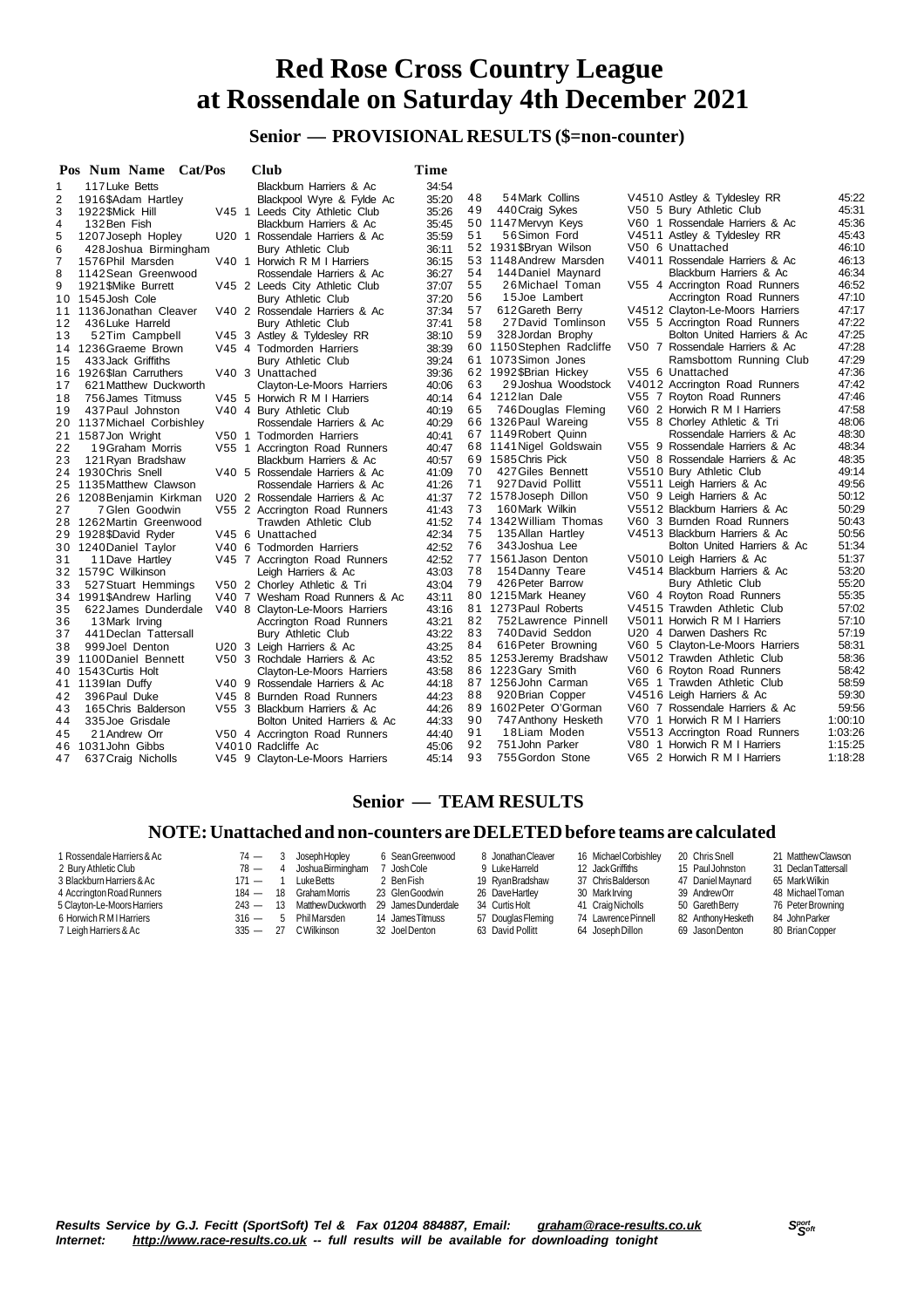# Red Rose Cross Country League at Rossendale on Saturday 4th December 2021

## Senior — PROVISIONAL RESULTS ($=non-counter)

| Pos | Num | Name | Cat/Pos | Club | Time |
|---|---|---|---|---|---|
| 1 | 117 | Luke Betts | | Blackburn Harriers & Ac | 34:54 |
| 2 | 1916 | $Adam Hartley | | Blackpool Wyre & Fylde Ac | 35:20 |
| 3 | 1922 | $Mick Hill | V45 1 | Leeds City Athletic Club | 35:26 |
| 4 | 132 | Ben Fish | | Blackburn Harriers & Ac | 35:45 |
| 5 | 1207 | Joseph Hopley | U20 1 | Rossendale Harriers & Ac | 35:59 |
| 6 | 428 | Joshua Birmingham | | Bury Athletic Club | 36:11 |
| 7 | 1576 | Phil Marsden | V40 1 | Horwich R M I Harriers | 36:15 |
| 8 | 1142 | Sean Greenwood | | Rossendale Harriers & Ac | 36:27 |
| 9 | 1921 | $Mike Burrett | V45 2 | Leeds City Athletic Club | 37:07 |
| 10 | 1545 | Josh Cole | | Bury Athletic Club | 37:20 |
| 11 | 1136 | Jonathan Cleaver | V40 2 | Rossendale Harriers & Ac | 37:34 |
| 12 | 436 | Luke Harreld | | Bury Athletic Club | 37:41 |
| 13 | 52 | Tim Campbell | V45 3 | Astley & Tyldesley RR | 38:10 |
| 14 | 1236 | Graeme Brown | V45 4 | Todmorden Harriers | 38:39 |
| 15 | 433 | Jack Griffiths | | Bury Athletic Club | 39:24 |
| 16 | 1926 | $Ian Carruthers | V40 3 | Unattached | 39:36 |
| 17 | 621 | Matthew Duckworth | | Clayton-Le-Moors Harriers | 40:06 |
| 18 | 756 | James Titmuss | V45 5 | Horwich R M I Harriers | 40:14 |
| 19 | 437 | Paul Johnston | V40 4 | Bury Athletic Club | 40:19 |
| 20 | 1137 | Michael Corbishley | | Rossendale Harriers & Ac | 40:29 |
| 21 | 1587 | Jon Wright | V50 1 | Todmorden Harriers | 40:41 |
| 22 | 19 | Graham Morris | V55 1 | Accrington Road Runners | 40:47 |
| 23 | 121 | Ryan Bradshaw | | Blackburn Harriers & Ac | 40:57 |
| 24 | 1930 | Chris Snell | V40 5 | Rossendale Harriers & Ac | 41:09 |
| 25 | 1135 | Matthew Clawson | | Rossendale Harriers & Ac | 41:26 |
| 26 | 1208 | Benjamin Kirkman | U20 2 | Rossendale Harriers & Ac | 41:37 |
| 27 | 7 | Glen Goodwin | V55 2 | Accrington Road Runners | 41:43 |
| 28 | 1262 | Martin Greenwood | | Trawden Athletic Club | 41:52 |
| 29 | 1928 | $David Ryder | V45 6 | Unattached | 42:34 |
| 30 | 1240 | Daniel Taylor | V40 6 | Todmorden Harriers | 42:52 |
| 31 | 11 | Dave Hartley | V45 7 | Accrington Road Runners | 42:52 |
| 32 | 1579 | C Wilkinson | | Leigh Harriers & Ac | 43:03 |
| 33 | 527 | Stuart Hemmings | V50 2 | Chorley Athletic & Tri | 43:04 |
| 34 | 1991 | $Andrew Harling | V40 7 | Wesham Road Runners & Ac | 43:11 |
| 35 | 622 | James Dunderdale | V40 8 | Clayton-Le-Moors Harriers | 43:16 |
| 36 | 13 | Mark Irving | | Accrington Road Runners | 43:21 |
| 37 | 441 | Declan Tattersall | | Bury Athletic Club | 43:22 |
| 38 | 999 | Joel Denton | U20 3 | Leigh Harriers & Ac | 43:25 |
| 39 | 1100 | Daniel Bennett | V50 3 | Rochdale Harriers & Ac | 43:52 |
| 40 | 1543 | Curtis Holt | | Clayton-Le-Moors Harriers | 43:58 |
| 41 | 1139 | Ian Duffy | V40 9 | Rossendale Harriers & Ac | 44:18 |
| 42 | 396 | Paul Duke | V45 8 | Burnden Road Runners | 44:23 |
| 43 | 165 | Chris Balderson | V55 3 | Blackburn Harriers & Ac | 44:26 |
| 44 | 335 | Joe Grisdale | | Bolton United Harriers & Ac | 44:33 |
| 45 | 21 | Andrew Orr | V50 4 | Accrington Road Runners | 44:40 |
| 46 | 1031 | John Gibbs | V40 10 | Radcliffe Ac | 45:06 |
| 47 | 637 | Craig Nicholls | V45 9 | Clayton-Le-Moors Harriers | 45:14 |
| 48 | 54 | Mark Collins | V45 10 | Astley & Tyldesley RR | 45:22 |
| 49 | 440 | Craig Sykes | V50 5 | Bury Athletic Club | 45:31 |
| 50 | 1147 | Mervyn Keys | V60 1 | Rossendale Harriers & Ac | 45:36 |
| 51 | 56 | Simon Ford | V45 11 | Astley & Tyldesley RR | 45:43 |
| 52 | 1931 | $Bryan Wilson | V50 6 | Unattached | 46:10 |
| 53 | 1148 | Andrew Marsden | V40 11 | Rossendale Harriers & Ac | 46:13 |
| 54 | 144 | Daniel Maynard | | Blackburn Harriers & Ac | 46:34 |
| 55 | 26 | Michael Toman | V55 4 | Accrington Road Runners | 46:52 |
| 56 | 15 | Joe Lambert | | Accrington Road Runners | 47:10 |
| 57 | 612 | Gareth Berry | V45 12 | Clayton-Le-Moors Harriers | 47:17 |
| 58 | 27 | David Tomlinson | V55 5 | Accrington Road Runners | 47:22 |
| 59 | 328 | Jordan Brophy | | Bolton United Harriers & Ac | 47:25 |
| 60 | 1150 | Stephen Radcliffe | V50 7 | Rossendale Harriers & Ac | 47:28 |
| 61 | 1073 | Simon Jones | | Ramsbottom Running Club | 47:29 |
| 62 | 1992 | $Brian Hickey | V55 6 | Unattached | 47:36 |
| 63 | 29 | Joshua Woodstock | V40 12 | Accrington Road Runners | 47:42 |
| 64 | 1212 | Ian Dale | V55 7 | Royton Road Runners | 47:46 |
| 65 | 746 | Douglas Fleming | V60 2 | Horwich R M I Harriers | 47:58 |
| 66 | 1326 | Paul Wareing | V55 8 | Chorley Athletic & Tri | 48:06 |
| 67 | 1149 | Robert Quinn | | Rossendale Harriers & Ac | 48:30 |
| 68 | 1141 | Nigel Goldswain | V55 9 | Rossendale Harriers & Ac | 48:34 |
| 69 | 1585 | Chris Pick | V50 8 | Rossendale Harriers & Ac | 48:35 |
| 70 | 427 | Giles Bennett | V55 10 | Bury Athletic Club | 49:14 |
| 71 | 927 | David Pollitt | V55 11 | Leigh Harriers & Ac | 49:56 |
| 72 | 1578 | Joseph Dillon | V50 9 | Leigh Harriers & Ac | 50:12 |
| 73 | 160 | Mark Wilkin | V55 12 | Blackburn Harriers & Ac | 50:29 |
| 74 | 1342 | William Thomas | V60 3 | Burnden Road Runners | 50:43 |
| 75 | 135 | Allan Hartley | V45 13 | Blackburn Harriers & Ac | 50:56 |
| 76 | 343 | Joshua Lee | | Bolton United Harriers & Ac | 51:34 |
| 77 | 1561 | Jason Denton | V50 10 | Leigh Harriers & Ac | 51:37 |
| 78 | 154 | Danny Teare | V45 14 | Blackburn Harriers & Ac | 53:20 |
| 79 | 426 | Peter Barrow | | Bury Athletic Club | 55:20 |
| 80 | 1215 | Mark Heaney | V60 4 | Royton Road Runners | 55:35 |
| 81 | 1273 | Paul Roberts | V45 15 | Trawden Athletic Club | 57:02 |
| 82 | 752 | Lawrence Pinnell | V50 11 | Horwich R M I Harriers | 57:10 |
| 83 | 740 | David Seddon | U20 4 | Darwen Dashers Rc | 57:19 |
| 84 | 616 | Peter Browning | V60 5 | Clayton-Le-Moors Harriers | 58:31 |
| 85 | 1253 | Jeremy Bradshaw | V50 12 | Trawden Athletic Club | 58:36 |
| 86 | 1223 | Gary Smith | V60 6 | Royton Road Runners | 58:42 |
| 87 | 1256 | John Carman | V65 1 | Trawden Athletic Club | 58:59 |
| 88 | 920 | Brian Copper | V45 16 | Leigh Harriers & Ac | 59:30 |
| 89 | 1602 | Peter O'Gorman | V60 7 | Rossendale Harriers & Ac | 59:56 |
| 90 | 747 | Anthony Hesketh | V70 1 | Horwich R M I Harriers | 1:00:10 |
| 91 | 18 | Liam Moden | V55 13 | Accrington Road Runners | 1:03:26 |
| 92 | 751 | John Parker | V80 1 | Horwich R M I Harriers | 1:15:25 |
| 93 | 755 | Gordon Stone | V65 2 | Horwich R M I Harriers | 1:18:28 |

## Senior — TEAM RESULTS

### NOTE: Unattached and non-counters are DELETED before teams are calculated

| Pos | Team | Points | | | | | | | |
|---|---|---|---|---|---|---|---|---|---|
| 1 | Rossendale Harriers & Ac | 74 — | 3 Joseph Hopley | 6 Sean Greenwood | 8 Jonathan Cleaver | 16 Michael Corbishley | 20 Chris Snell | 21 Matthew Clawson |
| 2 | Bury Athletic Club | 78 — | 4 Joshua Birmingham | 7 Josh Cole | 9 Luke Harreld | 12 Jack Griffiths | 15 Paul Johnston | 31 Declan Tattersall |
| 3 | Blackburn Harriers & Ac | 171 — | 1 Luke Betts | 2 Ben Fish | 19 Ryan Bradshaw | 37 Chris Balderson | 47 Daniel Maynard | 65 Mark Wilkin |
| 4 | Accrington Road Runners | 184 — | 18 Graham Morris | 23 Glen Goodwin | 26 Dave Hartley | 30 Mark Irving | 39 Andrew Orr | 48 Michael Toman |
| 5 | Clayton-Le-Moors Harriers | 243 — | 13 Matthew Duckworth | 29 James Dunderdale | 34 Curtis Holt | 41 Craig Nicholls | 50 Gareth Berry | 76 Peter Browning |
| 6 | Horwich R M I Harriers | 316 — | 5 Phil Marsden | 14 James Titmuss | 57 Douglas Fleming | 74 Lawrence Pinnell | 82 Anthony Hesketh | 84 John Parker |
| 7 | Leigh Harriers & Ac | 335 — | 27 C Wilkinson | 32 Joel Denton | 63 David Pollitt | 64 Joseph Dillon | 69 Jason Denton | 80 Brian Copper |

*Results Service by G.J. Fecitt (SportSoft) Tel & Fax 01204 884887, Email: graham@race-results.co.uk*
*Internet: http://www.race-results.co.uk -- full results will be available for downloading tonight*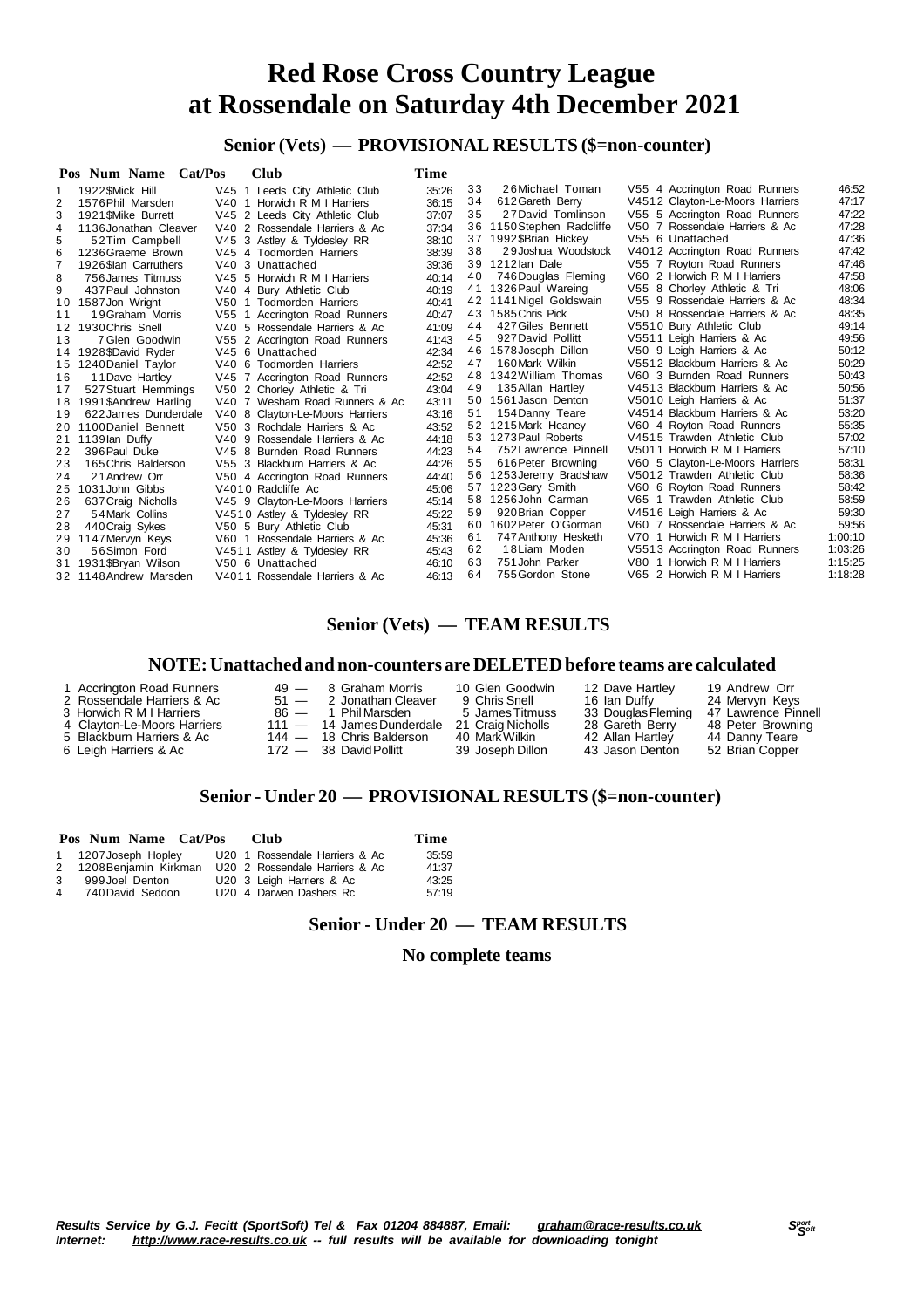# Red Rose Cross Country League at Rossendale on Saturday 4th December 2021

## Senior (Vets) — PROVISIONAL RESULTS ($=non-counter)

| Pos | Num | Name | Cat/Pos | Club | Time |
|---|---|---|---|---|---|
| 1 | 1922 | $Mick Hill | V45 1 | Leeds City Athletic Club | 35:26 |
| 2 | 1576 | Phil Marsden | V40 1 | Horwich R M I Harriers | 36:15 |
| 3 | 1921 | $Mike Burrett | V45 2 | Leeds City Athletic Club | 37:07 |
| 4 | 1136 | Jonathan Cleaver | V40 2 | Rossendale Harriers & Ac | 37:34 |
| 5 | 52 | Tim Campbell | V45 3 | Astley & Tyldesley RR | 38:10 |
| 6 | 1236 | Graeme Brown | V45 4 | Todmorden Harriers | 38:39 |
| 7 | 1926 | $Ian Carruthers | V40 3 | Unattached | 39:36 |
| 8 | 756 | James Titmuss | V45 5 | Horwich R M I Harriers | 40:14 |
| 9 | 437 | Paul Johnston | V40 4 | Bury Athletic Club | 40:19 |
| 10 | 1587 | Jon Wright | V50 1 | Todmorden Harriers | 40:41 |
| 11 | 19 | Graham Morris | V55 1 | Accrington Road Runners | 40:47 |
| 12 | 1930 | Chris Snell | V40 5 | Rossendale Harriers & Ac | 41:09 |
| 13 | 7 | Glen Goodwin | V55 2 | Accrington Road Runners | 41:43 |
| 14 | 1928 | $David Ryder | V45 6 | Unattached | 42:34 |
| 15 | 1240 | Daniel Taylor | V40 6 | Todmorden Harriers | 42:52 |
| 16 | 11 | Dave Hartley | V45 7 | Accrington Road Runners | 42:52 |
| 17 | 527 | Stuart Hemmings | V50 2 | Chorley Athletic & Tri | 43:04 |
| 18 | 1991 | $Andrew Harling | V40 7 | Wesham Road Runners & Ac | 43:11 |
| 19 | 622 | James Dunderdale | V40 8 | Clayton-Le-Moors Harriers | 43:16 |
| 20 | 1100 | Daniel Bennett | V50 3 | Rochdale Harriers & Ac | 43:52 |
| 21 | 1139 | Ian Duffy | V40 9 | Rossendale Harriers & Ac | 44:18 |
| 22 | 396 | Paul Duke | V45 8 | Burnden Road Runners | 44:23 |
| 23 | 165 | Chris Balderson | V55 3 | Blackburn Harriers & Ac | 44:26 |
| 24 | 21 | Andrew Orr | V50 4 | Accrington Road Runners | 44:40 |
| 25 | 1031 | John Gibbs | V4010 | Radcliffe Ac | 45:06 |
| 26 | 637 | Craig Nicholls | V45 9 | Clayton-Le-Moors Harriers | 45:14 |
| 27 | 54 | Mark Collins | V4510 | Astley & Tyldesley RR | 45:22 |
| 28 | 440 | Craig Sykes | V50 5 | Bury Athletic Club | 45:31 |
| 29 | 1147 | Mervyn Keys | V60 1 | Rossendale Harriers & Ac | 45:36 |
| 30 | 56 | Simon Ford | V4511 | Astley & Tyldesley RR | 45:43 |
| 31 | 1931 | $Bryan Wilson | V50 6 | Unattached | 46:10 |
| 32 | 1148 | Andrew Marsden | V4011 | Rossendale Harriers & Ac | 46:13 |
| 33 | 26 | Michael Toman | V55 4 | Accrington Road Runners | 46:52 |
| 34 | 612 | Gareth Berry | V4512 | Clayton-Le-Moors Harriers | 47:17 |
| 35 | 27 | David Tomlinson | V55 5 | Accrington Road Runners | 47:22 |
| 36 | 1150 | Stephen Radcliffe | V50 7 | Rossendale Harriers & Ac | 47:28 |
| 37 | 1992 | $Brian Hickey | V55 6 | Unattached | 47:36 |
| 38 | 29 | Joshua Woodstock | V4012 | Accrington Road Runners | 47:42 |
| 39 | 1212 | Ian Dale | V55 7 | Royton Road Runners | 47:46 |
| 40 | 746 | Douglas Fleming | V60 2 | Horwich R M I Harriers | 47:58 |
| 41 | 1326 | Paul Wareing | V55 8 | Chorley Athletic & Tri | 48:06 |
| 42 | 1141 | Nigel Goldswain | V55 9 | Rossendale Harriers & Ac | 48:34 |
| 43 | 1585 | Chris Pick | V50 8 | Rossendale Harriers & Ac | 48:35 |
| 44 | 427 | Giles Bennett | V5510 | Bury Athletic Club | 49:14 |
| 45 | 927 | David Pollitt | V5511 | Leigh Harriers & Ac | 49:56 |
| 46 | 1578 | Joseph Dillon | V50 9 | Leigh Harriers & Ac | 50:12 |
| 47 | 160 | Mark Wilkin | V5512 | Blackburn Harriers & Ac | 50:29 |
| 48 | 1342 | William Thomas | V60 3 | Burnden Road Runners | 50:43 |
| 49 | 135 | Allan Hartley | V4513 | Blackburn Harriers & Ac | 50:56 |
| 50 | 1561 | Jason Denton | V5010 | Leigh Harriers & Ac | 51:37 |
| 51 | 154 | Danny Teare | V4514 | Blackburn Harriers & Ac | 53:20 |
| 52 | 1215 | Mark Heaney | V60 4 | Royton Road Runners | 55:35 |
| 53 | 1273 | Paul Roberts | V4515 | Trawden Athletic Club | 57:02 |
| 54 | 752 | Lawrence Pinnell | V5011 | Horwich R M I Harriers | 57:10 |
| 55 | 616 | Peter Browning | V60 5 | Clayton-Le-Moors Harriers | 58:31 |
| 56 | 1253 | Jeremy Bradshaw | V5012 | Trawden Athletic Club | 58:36 |
| 57 | 1223 | Gary Smith | V60 6 | Royton Road Runners | 58:42 |
| 58 | 1256 | John Carman | V65 1 | Trawden Athletic Club | 58:59 |
| 59 | 920 | Brian Copper | V4516 | Leigh Harriers & Ac | 59:30 |
| 60 | 1602 | Peter O'Gorman | V60 7 | Rossendale Harriers & Ac | 59:56 |
| 61 | 747 | Anthony Hesketh | V70 1 | Horwich R M I Harriers | 1:00:10 |
| 62 | 18 | Liam Moden | V5513 | Accrington Road Runners | 1:03:26 |
| 63 | 751 | John Parker | V80 1 | Horwich R M I Harriers | 1:15:25 |
| 64 | 755 | Gordon Stone | V65 2 | Horwich R M I Harriers | 1:18:28 |

## Senior (Vets) — TEAM RESULTS

### NOTE: Unattached and non-counters are DELETED before teams are calculated

| | | | | | | |
|---|---|---|---|---|---|---|
| 1 Accrington Road Runners | 49 — | 8 Graham Morris | 10 Glen Goodwin | 12 Dave Hartley | 19 Andrew Orr |
| 2 Rossendale Harriers & Ac | 51 — | 2 Jonathan Cleaver | 9 Chris Snell | 16 Ian Duffy | 24 Mervyn Keys |
| 3 Horwich R M I Harriers | 86 — | 1 Phil Marsden | 5 James Titmuss | 33 Douglas Fleming | 47 Lawrence Pinnell |
| 4 Clayton-Le-Moors Harriers | 111 — | 14 James Dunderdale | 21 Craig Nicholls | 28 Gareth Berry | 48 Peter Browning |
| 5 Blackburn Harriers & Ac | 144 — | 18 Chris Balderson | 40 Mark Wilkin | 42 Allan Hartley | 44 Danny Teare |
| 6 Leigh Harriers & Ac | 172 — | 38 David Pollitt | 39 Joseph Dillon | 43 Jason Denton | 52 Brian Copper |

## Senior - Under 20 — PROVISIONAL RESULTS ($=non-counter)

| Pos | Num | Name | Cat/Pos | Club | Time |
|---|---|---|---|---|---|
| 1 | 1207 | Joseph Hopley | U20 1 | Rossendale Harriers & Ac | 35:59 |
| 2 | 1208 | Benjamin Kirkman | U20 2 | Rossendale Harriers & Ac | 41:37 |
| 3 | 999 | Joel Denton | U20 3 | Leigh Harriers & Ac | 43:25 |
| 4 | 740 | David Seddon | U20 4 | Darwen Dashers Rc | 57:19 |

## Senior - Under 20 — TEAM RESULTS

**No complete teams**

*Results Service by G.J. Fecitt (SportSoft) Tel & Fax 01204 884887, Email: graham@race-results.co.uk*
*Internet: http://www.race-results.co.uk -- full results will be available for downloading tonight*